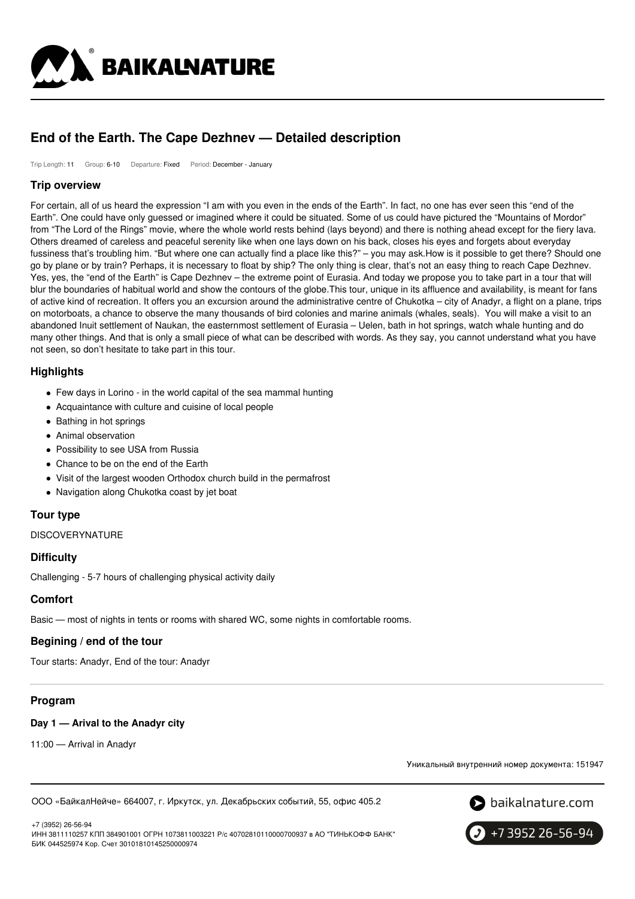# End of the Earth. The Cape Dezhnev — Detailed description

Trip Length: 11 Group: 6-10 Departure: Fixed Period: December - January

## Trip overview

For certain, all of us heard the expression "I am with you even in the ends of the Earth". In fact, no one has ever seen this "end of the Earth". One could have only guessed or imagined where it could be situated. Some of us could have pictured the "Mountains of Mordor" from "The Lord of the Rings" movie, where the whole world rests behind (lays beyond) and there is nothing ahead except for the fiery lava. Others dreamed of careless and peaceful serenity like when one lays down on his back, closes his eyes and forgets about everyday fussiness that's troubling him. "But where one can actually find a place like this?" – you may ask.How is it possible to get there? Should one go by plane or by train? Perhaps, it is necessary to float by ship? The only thing is clear, that's not an easy thing to reach Cape Dezhnev. Yes, yes, the "end of the Earth" is Cape Dezhnev – the extreme point of Eurasia. And today we propose you to take part in a tour that will blur the boundaries of habitual world and show the contours of the globe.This tour, unique in its affluence and availability, is meant for fans of active kind of recreation. It offers you an excursion around the administrative centre of Chukotka – city of Anadyr, a flight on a plane, trips on motorboats, a chance to observe the many thousands of bird colonies and marine animals (whales, seals). You will make a visit to an abandoned Inuit settlement of Naukan, the easternmost settlement of Eurasia – Uelen, bath in hot springs, watch whale hunting and do many other things. And that is only a small piece of what can be described with words. As they say, you cannot understand what you have not seen, so don't hesitate to take part in this tour.

## Highlights

- Few days in Lorino - in the world capital of the sea mammal hunting
- Acquaintance with culture and cuisine of local people
- Bathing in hot springs
- Animal observation
- Possibility to see USA from Russia
- Chance to be on the end of the Earth
- Visit of the largest wooden Orthodox church build in the permafrost
- Navigation along Chukotka coast by jet boat

## Tour type

DISCOVERYNATURE

## Difficulty

Challenging - 5-7 hours of challenging physical activity daily

## Comfort

Basic — most of nights in tents or rooms with shared WC, some nights in comfortable rooms.

## Begining / end of the tour

Tour starts: Anadyr, End of the tour: Anadyr

## Program

### Day 1 — Arival to the Anadyr city

11:00 — Arrival in Anadyr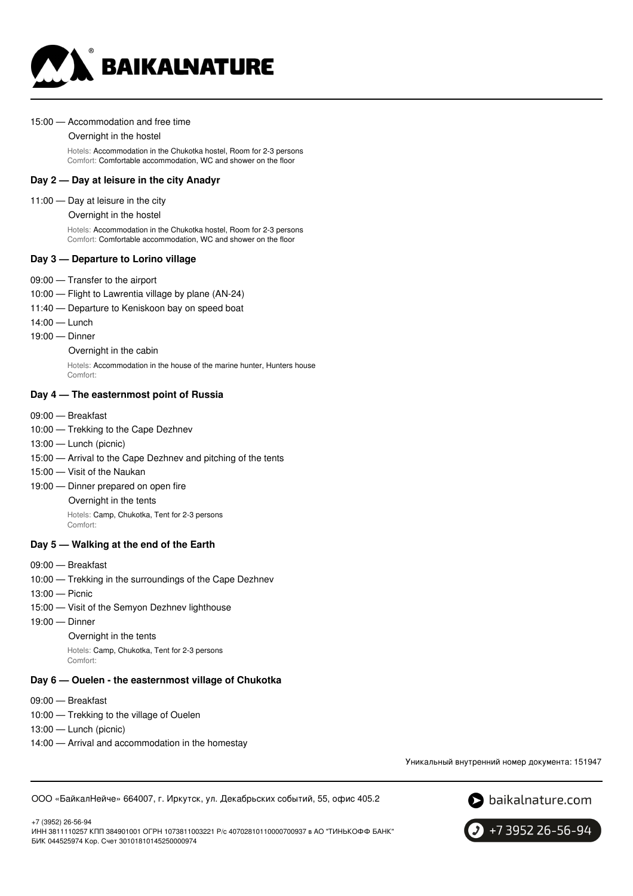15:00 — Accommodation and free time

Overnight in the hostel

Hotels: Accommodation in the Chukotka hostel, Room for 2-3 persons
Comfort: Comfortable accommodation, WC and shower on the floor

### Day 2 — Day at leisure in the city Anadyr

11:00 — Day at leisure in the city

Overnight in the hostel

Hotels: Accommodation in the Chukotka hostel, Room for 2-3 persons
Comfort: Comfortable accommodation, WC and shower on the floor

### Day 3 — Departure to Lorino village

09:00 — Transfer to the airport
10:00 — Flight to Lawrentia village by plane (AN-24)
11:40 — Departure to Keniskoon bay on speed boat
14:00 — Lunch
19:00 — Dinner

Overnight in the cabin

Hotels: Accommodation in the house of the marine hunter, Hunters house
Comfort:

### Day 4 — The easternmost point of Russia

09:00 — Breakfast
10:00 — Trekking to the Cape Dezhnev
13:00 — Lunch (picnic)
15:00 — Arrival to the Cape Dezhnev and pitching of the tents
15:00 — Visit of the Naukan
19:00 — Dinner prepared on open fire

Overnight in the tents

Hotels: Camp, Chukotka, Tent for 2-3 persons
Comfort:

### Day 5 — Walking at the end of the Earth

09:00 — Breakfast
10:00 — Trekking in the surroundings of the Cape Dezhnev
13:00 — Picnic
15:00 — Visit of the Semyon Dezhnev lighthouse
19:00 — Dinner

Overnight in the tents

Hotels: Camp, Chukotka, Tent for 2-3 persons
Comfort:

### Day 6 — Ouelen - the easternmost village of Chukotka

09:00 — Breakfast
10:00 — Trekking to the village of Ouelen
13:00 — Lunch (picnic)
14:00 — Arrival and accommodation in the homestay

Уникальный внутренний номер документа: 151947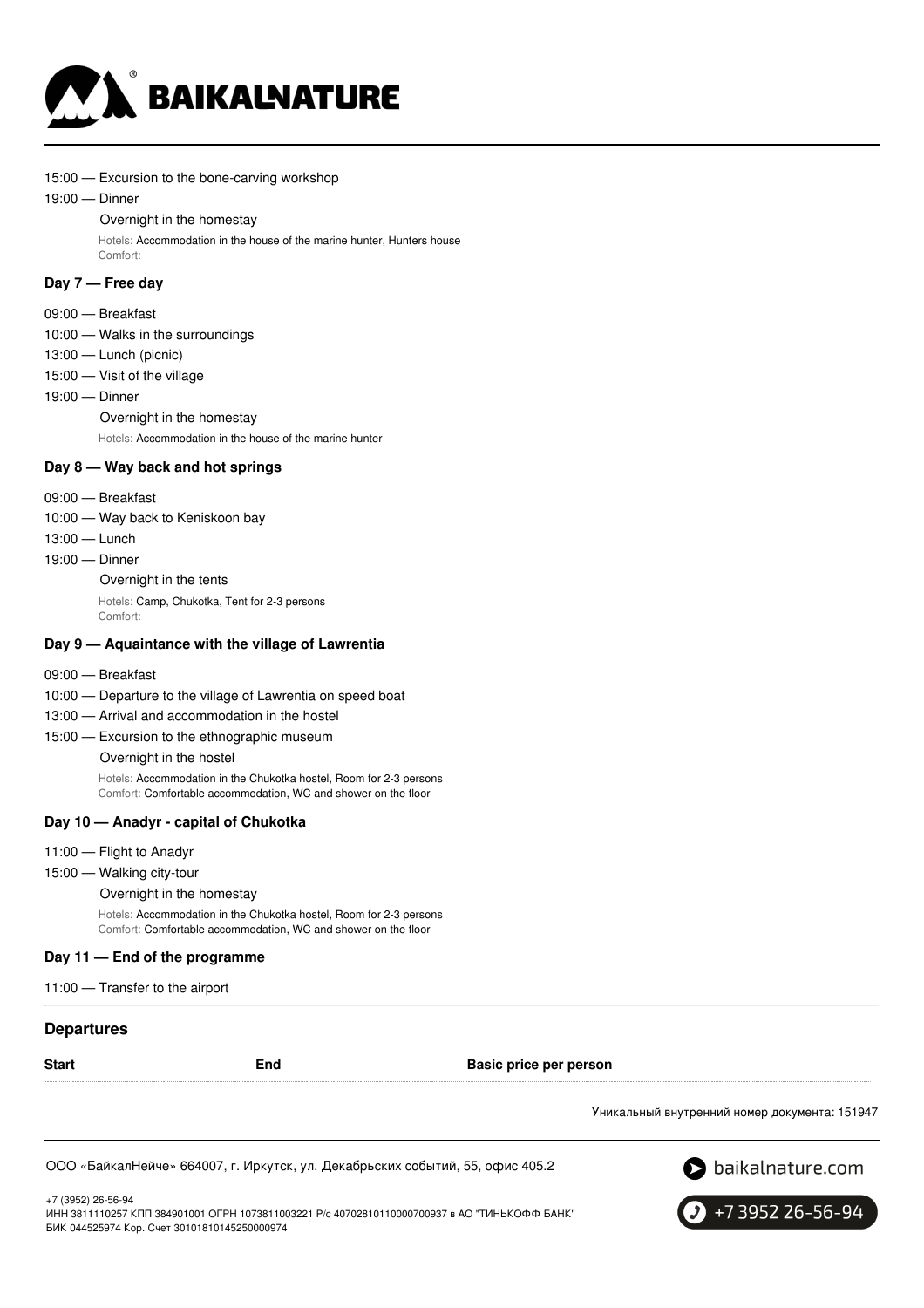15:00 — Excursion to the bone-carving workshop

19:00 — Dinner

Overnight in the homestay

Hotels: Accommodation in the house of the marine hunter, Hunters house
Comfort:

### Day 7 — Free day

09:00 — Breakfast

10:00 — Walks in the surroundings

13:00 — Lunch (picnic)

15:00 — Visit of the village

19:00 — Dinner

Overnight in the homestay

Hotels: Accommodation in the house of the marine hunter

### Day 8 — Way back and hot springs

09:00 — Breakfast

10:00 — Way back to Keniskoon bay

13:00 — Lunch

19:00 — Dinner

Overnight in the tents

Hotels: Camp, Chukotka, Tent for 2-3 persons
Comfort:

### Day 9 — Aquaintance with the village of Lawrentia

09:00 — Breakfast

10:00 — Departure to the village of Lawrentia on speed boat

13:00 — Arrival and accommodation in the hostel

15:00 — Excursion to the ethnographic museum

Overnight in the hostel

Hotels: Accommodation in the Chukotka hostel, Room for 2-3 persons
Comfort: Comfortable accommodation, WC and shower on the floor

### Day 10 — Anadyr - capital of Chukotka

11:00 — Flight to Anadyr

15:00 — Walking city-tour

Overnight in the homestay

Hotels: Accommodation in the Chukotka hostel, Room for 2-3 persons
Comfort: Comfortable accommodation, WC and shower on the floor

### Day 11 — End of the programme

11:00 — Transfer to the airport

## Departures

| Start | End | Basic price per person |
|---|---|---|

Уникальный внутренний номер документа: 151947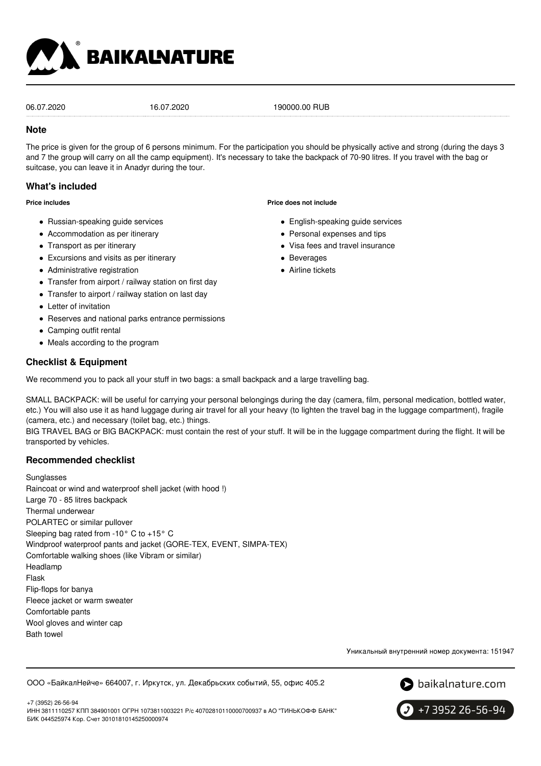| | | |
|---|---|---|
| 06.07.2020 | 16.07.2020 | 190000.00 RUB |

## Note

The price is given for the group of 6 persons minimum. For the participation you should be physically active and strong (during the days 3 and 7 the group will carry on all the camp equipment). It's necessary to take the backpack of 70-90 litres. If you travel with the bag or suitcase, you can leave it in Anadyr during the tour.

## What's included

**Price includes**

- Russian-speaking guide services
- Accommodation as per itinerary
- Transport as per itinerary
- Excursions and visits as per itinerary
- Administrative registration
- Transfer from airport / railway station on first day
- Transfer to airport / railway station on last day
- Letter of invitation
- Reserves and national parks entrance permissions
- Camping outfit rental
- Meals according to the program

**Price does not include**

- English-speaking guide services
- Personal expenses and tips
- Visa fees and travel insurance
- Beverages
- Airline tickets

## Checklist & Equipment

We recommend you to pack all your stuff in two bags: a small backpack and a large travelling bag.

SMALL BACKPACK: will be useful for carrying your personal belongings during the day (camera, film, personal medication, bottled water, etc.) You will also use it as hand luggage during air travel for all your heavy (to lighten the travel bag in the luggage compartment), fragile (camera, etc.) and necessary (toilet bag, etc.) things.
BIG TRAVEL BAG or BIG BACKPACK: must contain the rest of your stuff. It will be in the luggage compartment during the flight. It will be transported by vehicles.

## Recommended checklist

Sunglasses
Raincoat or wind and waterproof shell jacket (with hood !)
Large 70 - 85 litres backpack
Thermal underwear
POLARTEC or similar pullover
Sleeping bag rated from -10° C to +15° C
Windproof waterproof pants and jacket (GORE-TEX, EVENT, SIMPA-TEX)
Comfortable walking shoes (like Vibram or similar)
Headlamp
Flask
Flip-flops for banya
Fleece jacket or warm sweater
Comfortable pants
Wool gloves and winter cap
Bath towel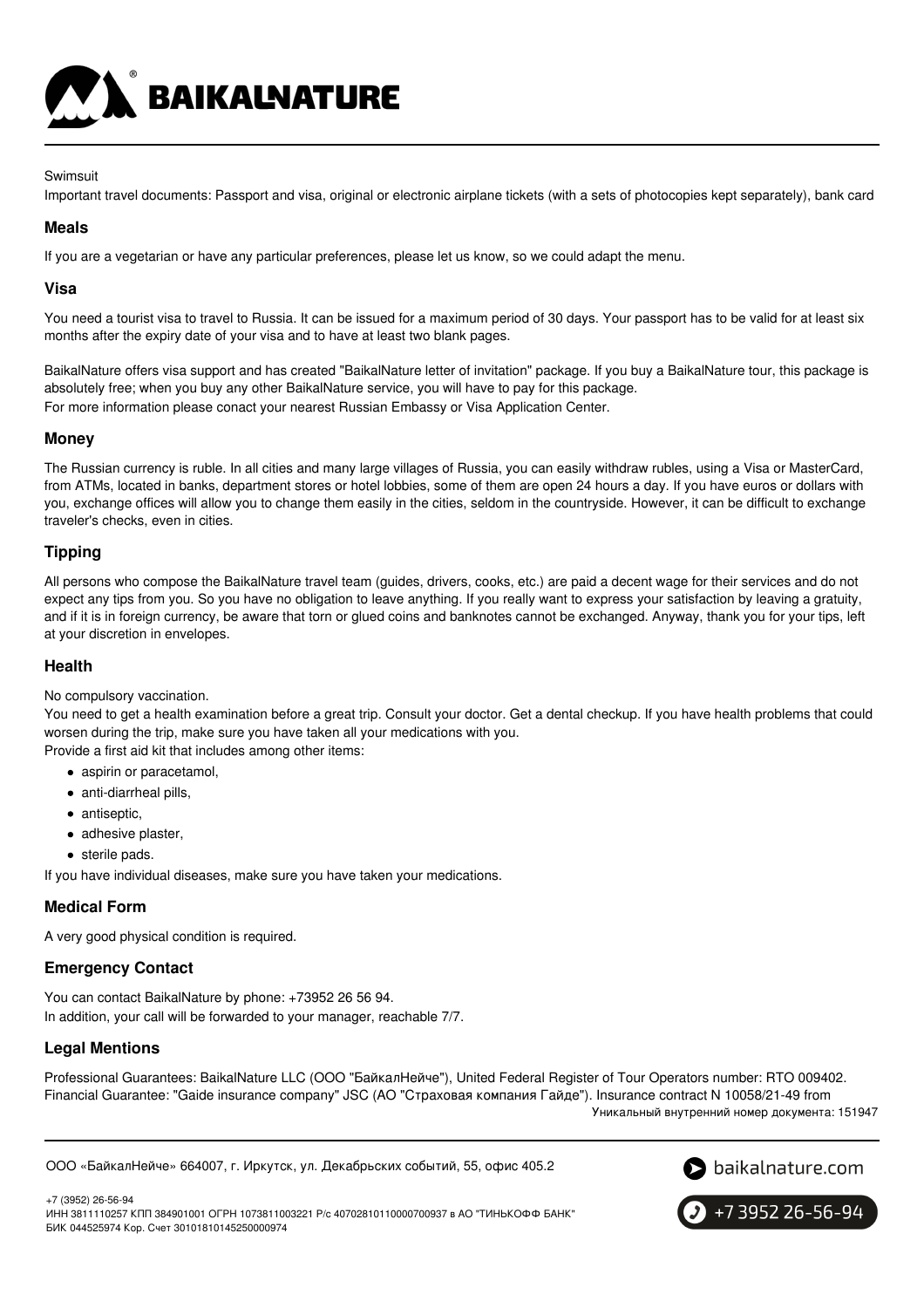Swimsuit

Important travel documents: Passport and visa, original or electronic airplane tickets (with a sets of photocopies kept separately), bank card

### Meals

If you are a vegetarian or have any particular preferences, please let us know, so we could adapt the menu.

### Visa

You need a tourist visa to travel to Russia. It can be issued for a maximum period of 30 days. Your passport has to be valid for at least six months after the expiry date of your visa and to have at least two blank pages.

BaikalNature offers visa support and has created "BaikalNature letter of invitation" package. If you buy a BaikalNature tour, this package is absolutely free; when you buy any other BaikalNature service, you will have to pay for this package.
For more information please conact your nearest Russian Embassy or Visa Application Center.

### Money

The Russian currency is ruble. In all cities and many large villages of Russia, you can easily withdraw rubles, using a Visa or MasterCard, from ATMs, located in banks, department stores or hotel lobbies, some of them are open 24 hours a day. If you have euros or dollars with you, exchange offices will allow you to change them easily in the cities, seldom in the countryside. However, it can be difficult to exchange traveler's checks, even in cities.

### Tipping

All persons who compose the BaikalNature travel team (guides, drivers, cooks, etc.) are paid a decent wage for their services and do not expect any tips from you. So you have no obligation to leave anything. If you really want to express your satisfaction by leaving a gratuity, and if it is in foreign currency, be aware that torn or glued coins and banknotes cannot be exchanged. Anyway, thank you for your tips, left at your discretion in envelopes.

### Health

No compulsory vaccination.
You need to get a health examination before a great trip. Consult your doctor. Get a dental checkup. If you have health problems that could worsen during the trip, make sure you have taken all your medications with you.
Provide a first aid kit that includes among other items:

- aspirin or paracetamol,
- anti-diarrheal pills,
- antiseptic,
- adhesive plaster,
- sterile pads.

If you have individual diseases, make sure you have taken your medications.

### Medical Form

A very good physical condition is required.

### Emergency Contact

You can contact BaikalNature by phone: +73952 26 56 94.
In addition, your call will be forwarded to your manager, reachable 7/7.

### Legal Mentions

Professional Guarantees: BaikalNature LLC (ООО "БайкалНейче"), United Federal Register of Tour Operators number: RTO 009402.
Financial Guarantee: "Gaide insurance company" JSC (АО "Страховая компания Гайде"). Insurance contract N 10058/21-49 from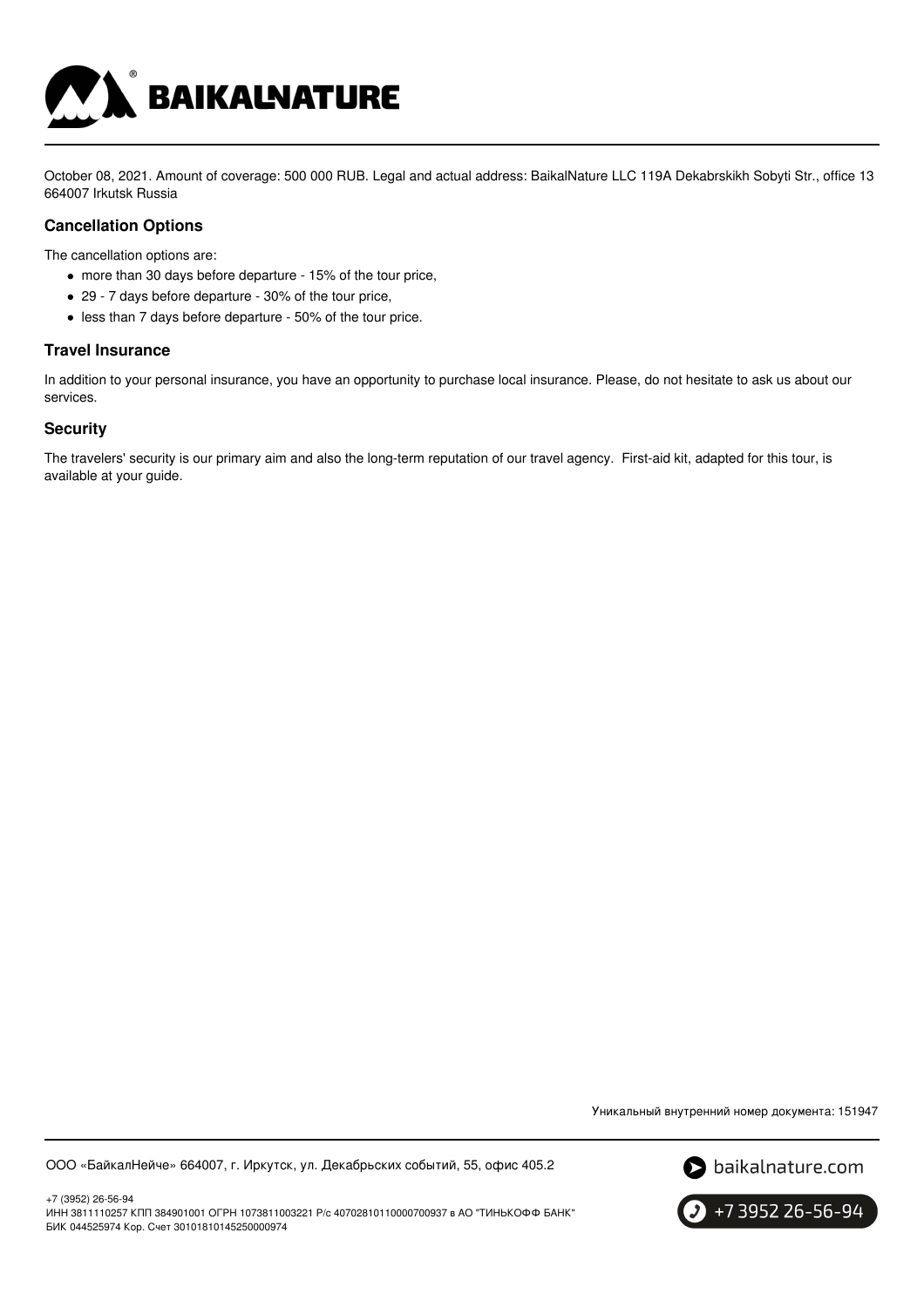October 08, 2021. Amount of coverage: 500 000 RUB. Legal and actual address: BaikalNature LLC 119A Dekabrskikh Sobyti Str., office 13 664007 Irkutsk Russia

### Cancellation Options

The cancellation options are:

- more than 30 days before departure - 15% of the tour price,
- 29 - 7 days before departure - 30% of the tour price,
- less than 7 days before departure - 50% of the tour price.

### Travel Insurance

In addition to your personal insurance, you have an opportunity to purchase local insurance. Please, do not hesitate to ask us about our services.

### Security

The travelers' security is our primary aim and also the long-term reputation of our travel agency. First-aid kit, adapted for this tour, is available at your guide.

Уникальный внутренний номер документа: 151947